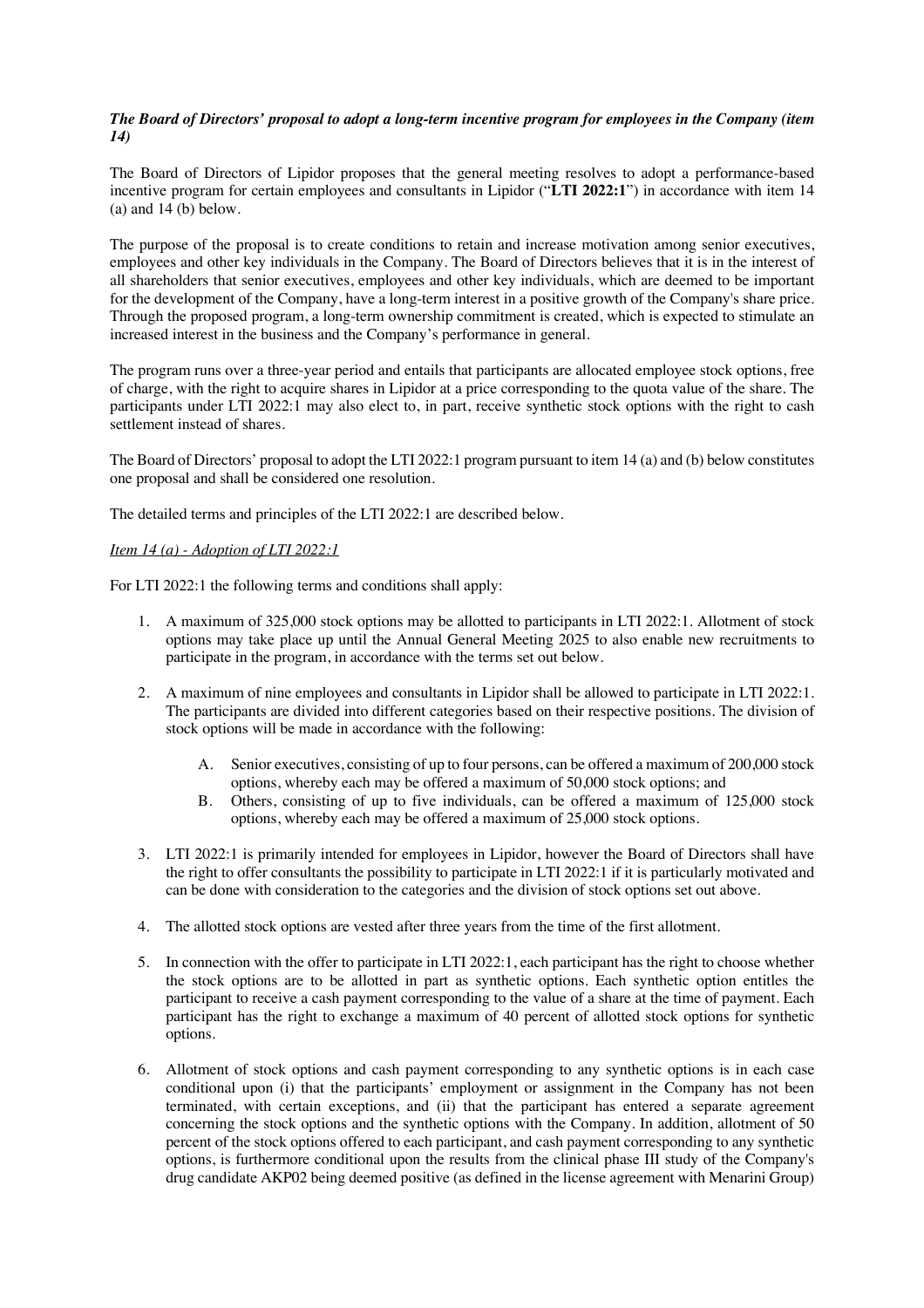***The Board of Directors' proposal to adopt a long-term incentive program for employees in the Company (item 14)***

The Board of Directors of Lipidor proposes that the general meeting resolves to adopt a performance-based incentive program for certain employees and consultants in Lipidor ("**LTI 2022:1**") in accordance with item 14 (a) and 14 (b) below.

The purpose of the proposal is to create conditions to retain and increase motivation among senior executives, employees and other key individuals in the Company. The Board of Directors believes that it is in the interest of all shareholders that senior executives, employees and other key individuals, which are deemed to be important for the development of the Company, have a long-term interest in a positive growth of the Company's share price. Through the proposed program, a long-term ownership commitment is created, which is expected to stimulate an increased interest in the business and the Company's performance in general.

The program runs over a three-year period and entails that participants are allocated employee stock options, free of charge, with the right to acquire shares in Lipidor at a price corresponding to the quota value of the share. The participants under LTI 2022:1 may also elect to, in part, receive synthetic stock options with the right to cash settlement instead of shares.

The Board of Directors' proposal to adopt the LTI 2022:1 program pursuant to item 14 (a) and (b) below constitutes one proposal and shall be considered one resolution.

The detailed terms and principles of the LTI 2022:1 are described below.

*Item 14 (a) - Adoption of LTI 2022:1*

For LTI 2022:1 the following terms and conditions shall apply:

1. A maximum of 325,000 stock options may be allotted to participants in LTI 2022:1. Allotment of stock options may take place up until the Annual General Meeting 2025 to also enable new recruitments to participate in the program, in accordance with the terms set out below.
2. A maximum of nine employees and consultants in Lipidor shall be allowed to participate in LTI 2022:1. The participants are divided into different categories based on their respective positions. The division of stock options will be made in accordance with the following:
   A. Senior executives, consisting of up to four persons, can be offered a maximum of 200,000 stock options, whereby each may be offered a maximum of 50,000 stock options; and
   B. Others, consisting of up to five individuals, can be offered a maximum of 125,000 stock options, whereby each may be offered a maximum of 25,000 stock options.
3. LTI 2022:1 is primarily intended for employees in Lipidor, however the Board of Directors shall have the right to offer consultants the possibility to participate in LTI 2022:1 if it is particularly motivated and can be done with consideration to the categories and the division of stock options set out above.
4. The allotted stock options are vested after three years from the time of the first allotment.
5. In connection with the offer to participate in LTI 2022:1, each participant has the right to choose whether the stock options are to be allotted in part as synthetic options. Each synthetic option entitles the participant to receive a cash payment corresponding to the value of a share at the time of payment. Each participant has the right to exchange a maximum of 40 percent of allotted stock options for synthetic options.
6. Allotment of stock options and cash payment corresponding to any synthetic options is in each case conditional upon (i) that the participants' employment or assignment in the Company has not been terminated, with certain exceptions, and (ii) that the participant has entered a separate agreement concerning the stock options and the synthetic options with the Company. In addition, allotment of 50 percent of the stock options offered to each participant, and cash payment corresponding to any synthetic options, is furthermore conditional upon the results from the clinical phase III study of the Company's drug candidate AKP02 being deemed positive (as defined in the license agreement with Menarini Group)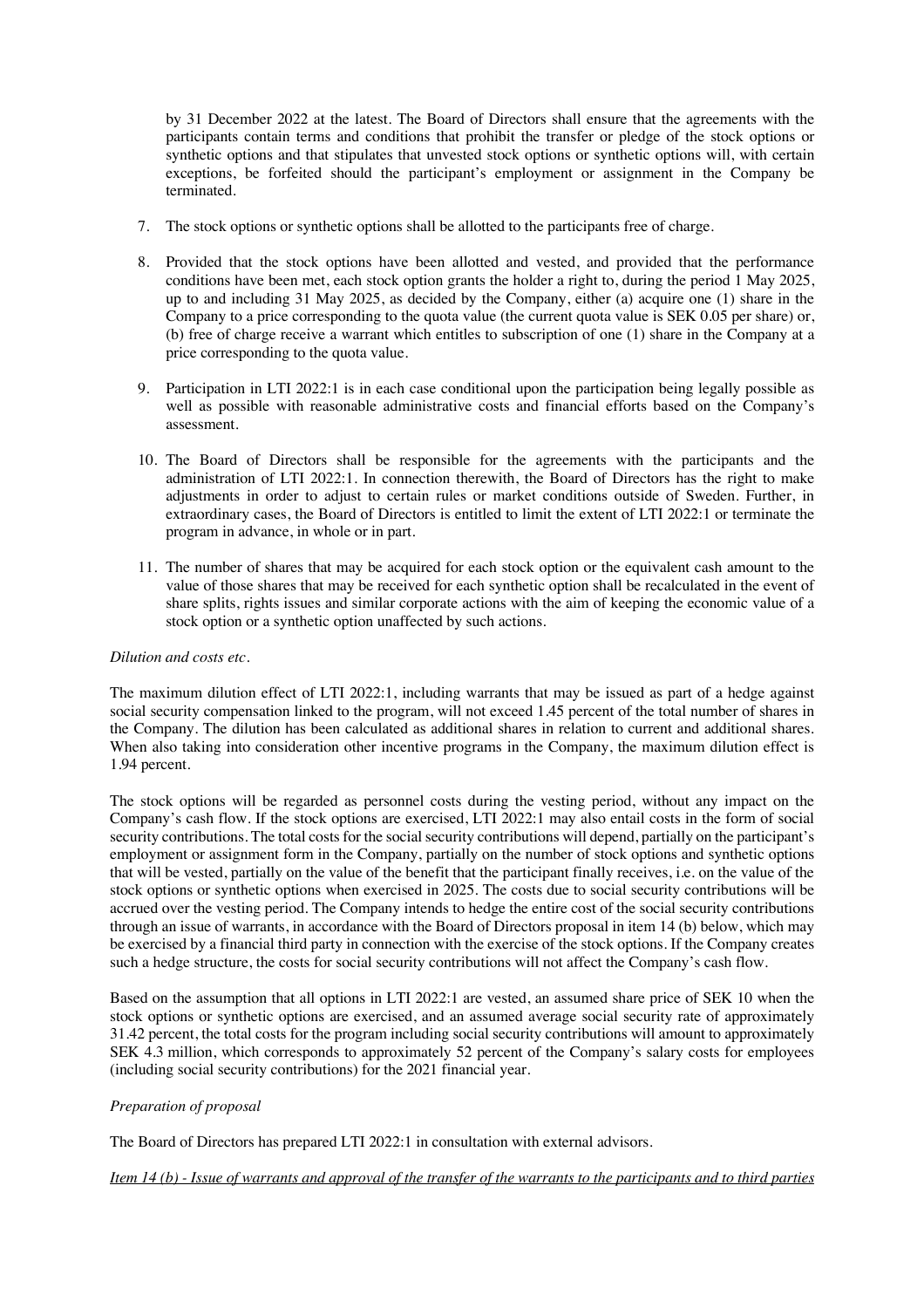by 31 December 2022 at the latest. The Board of Directors shall ensure that the agreements with the participants contain terms and conditions that prohibit the transfer or pledge of the stock options or synthetic options and that stipulates that unvested stock options or synthetic options will, with certain exceptions, be forfeited should the participant's employment or assignment in the Company be terminated.

7. The stock options or synthetic options shall be allotted to the participants free of charge.

8. Provided that the stock options have been allotted and vested, and provided that the performance conditions have been met, each stock option grants the holder a right to, during the period 1 May 2025, up to and including 31 May 2025, as decided by the Company, either (a) acquire one (1) share in the Company to a price corresponding to the quota value (the current quota value is SEK 0.05 per share) or, (b) free of charge receive a warrant which entitles to subscription of one (1) share in the Company at a price corresponding to the quota value.

9. Participation in LTI 2022:1 is in each case conditional upon the participation being legally possible as well as possible with reasonable administrative costs and financial efforts based on the Company's assessment.

10. The Board of Directors shall be responsible for the agreements with the participants and the administration of LTI 2022:1. In connection therewith, the Board of Directors has the right to make adjustments in order to adjust to certain rules or market conditions outside of Sweden. Further, in extraordinary cases, the Board of Directors is entitled to limit the extent of LTI 2022:1 or terminate the program in advance, in whole or in part.

11. The number of shares that may be acquired for each stock option or the equivalent cash amount to the value of those shares that may be received for each synthetic option shall be recalculated in the event of share splits, rights issues and similar corporate actions with the aim of keeping the economic value of a stock option or a synthetic option unaffected by such actions.

*Dilution and costs etc.*

The maximum dilution effect of LTI 2022:1, including warrants that may be issued as part of a hedge against social security compensation linked to the program, will not exceed 1.45 percent of the total number of shares in the Company. The dilution has been calculated as additional shares in relation to current and additional shares. When also taking into consideration other incentive programs in the Company, the maximum dilution effect is 1.94 percent.

The stock options will be regarded as personnel costs during the vesting period, without any impact on the Company's cash flow. If the stock options are exercised, LTI 2022:1 may also entail costs in the form of social security contributions. The total costs for the social security contributions will depend, partially on the participant's employment or assignment form in the Company, partially on the number of stock options and synthetic options that will be vested, partially on the value of the benefit that the participant finally receives, i.e. on the value of the stock options or synthetic options when exercised in 2025. The costs due to social security contributions will be accrued over the vesting period. The Company intends to hedge the entire cost of the social security contributions through an issue of warrants, in accordance with the Board of Directors proposal in item 14 (b) below, which may be exercised by a financial third party in connection with the exercise of the stock options. If the Company creates such a hedge structure, the costs for social security contributions will not affect the Company's cash flow.

Based on the assumption that all options in LTI 2022:1 are vested, an assumed share price of SEK 10 when the stock options or synthetic options are exercised, and an assumed average social security rate of approximately 31.42 percent, the total costs for the program including social security contributions will amount to approximately SEK 4.3 million, which corresponds to approximately 52 percent of the Company's salary costs for employees (including social security contributions) for the 2021 financial year.

*Preparation of proposal*

The Board of Directors has prepared LTI 2022:1 in consultation with external advisors.

*Item 14 (b) - Issue of warrants and approval of the transfer of the warrants to the participants and to third parties*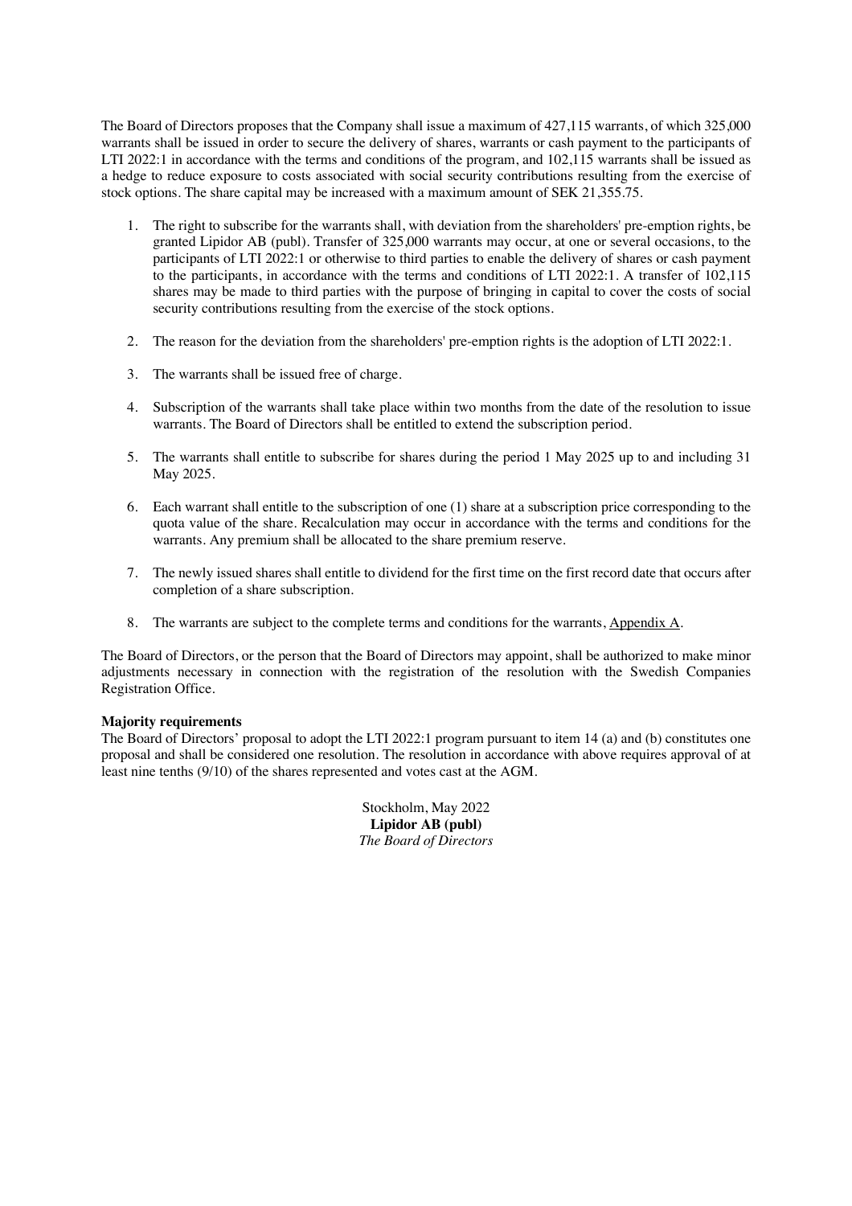The Board of Directors proposes that the Company shall issue a maximum of 427,115 warrants, of which 325,000 warrants shall be issued in order to secure the delivery of shares, warrants or cash payment to the participants of LTI 2022:1 in accordance with the terms and conditions of the program, and 102,115 warrants shall be issued as a hedge to reduce exposure to costs associated with social security contributions resulting from the exercise of stock options. The share capital may be increased with a maximum amount of SEK 21,355.75.

1. The right to subscribe for the warrants shall, with deviation from the shareholders' pre-emption rights, be granted Lipidor AB (publ). Transfer of 325,000 warrants may occur, at one or several occasions, to the participants of LTI 2022:1 or otherwise to third parties to enable the delivery of shares or cash payment to the participants, in accordance with the terms and conditions of LTI 2022:1. A transfer of 102,115 shares may be made to third parties with the purpose of bringing in capital to cover the costs of social security contributions resulting from the exercise of the stock options.

2. The reason for the deviation from the shareholders' pre-emption rights is the adoption of LTI 2022:1.

3. The warrants shall be issued free of charge.

4. Subscription of the warrants shall take place within two months from the date of the resolution to issue warrants. The Board of Directors shall be entitled to extend the subscription period.

5. The warrants shall entitle to subscribe for shares during the period 1 May 2025 up to and including 31 May 2025.

6. Each warrant shall entitle to the subscription of one (1) share at a subscription price corresponding to the quota value of the share. Recalculation may occur in accordance with the terms and conditions for the warrants. Any premium shall be allocated to the share premium reserve.

7. The newly issued shares shall entitle to dividend for the first time on the first record date that occurs after completion of a share subscription.

8. The warrants are subject to the complete terms and conditions for the warrants, Appendix A.

The Board of Directors, or the person that the Board of Directors may appoint, shall be authorized to make minor adjustments necessary in connection with the registration of the resolution with the Swedish Companies Registration Office.

**Majority requirements**

The Board of Directors' proposal to adopt the LTI 2022:1 program pursuant to item 14 (a) and (b) constitutes one proposal and shall be considered one resolution. The resolution in accordance with above requires approval of at least nine tenths (9/10) of the shares represented and votes cast at the AGM.

Stockholm, May 2022
**Lipidor AB (publ)**
*The Board of Directors*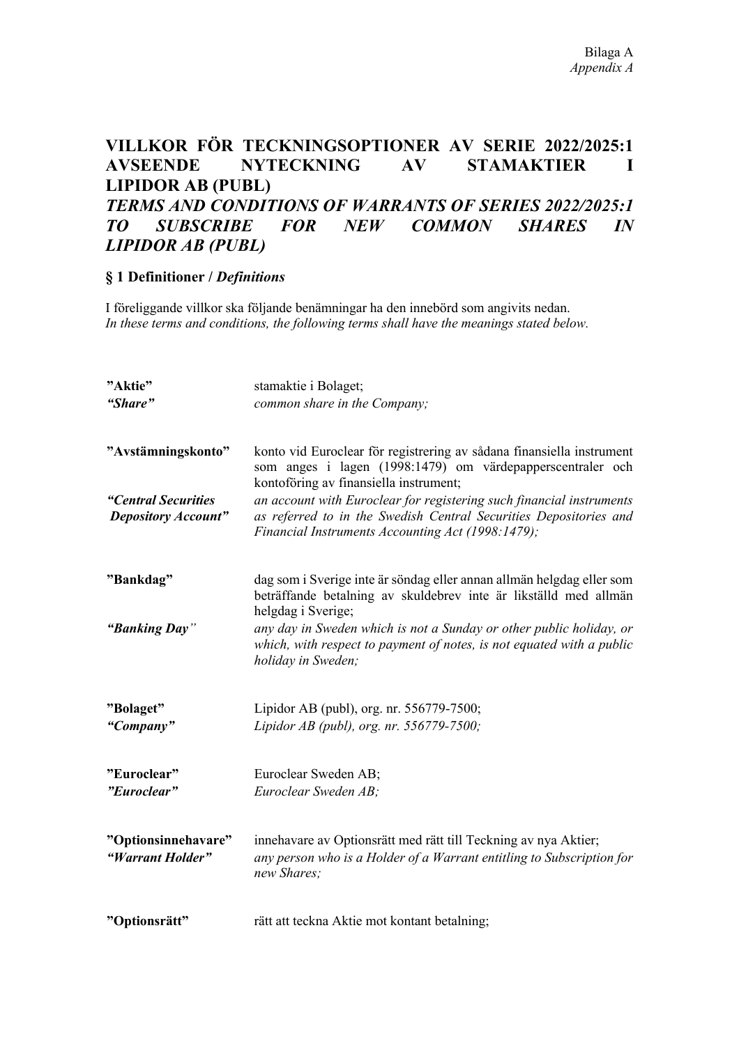Bilaga A
*Appendix A*

# VILLKOR FÖR TECKNINGSOPTIONER AV SERIE 2022/2025:1 AVSEENDE NYTECKNING AV STAMAKTIER I LIPIDOR AB (PUBL)
# *TERMS AND CONDITIONS OF WARRANTS OF SERIES 2022/2025:1 TO SUBSCRIBE FOR NEW COMMON SHARES IN LIPIDOR AB (PUBL)*

## § 1 Definitioner / *Definitions*

I föreliggande villkor ska följande benämningar ha den innebörd som angivits nedan.
*In these terms and conditions, the following terms shall have the meanings stated below.*

| | |
|---|---|
| **"Aktie"**<br>***"Share"*** | stamaktie i Bolaget;<br>*common share in the Company;* |
| **"Avstämningskonto"**<br>***"Central Securities Depository Account"*** | konto vid Euroclear för registrering av sådana finansiella instrument som anges i lagen (1998:1479) om värdepapperscentraler och kontoföring av finansiella instrument;<br>*an account with Euroclear for registering such financial instruments as referred to in the Swedish Central Securities Depositories and Financial Instruments Accounting Act (1998:1479);* |
| **"Bankdag"**<br>***"Banking Day"*** | dag som i Sverige inte är söndag eller annan allmän helgdag eller som beträffande betalning av skuldebrev inte är likställd med allmän helgdag i Sverige;<br>*any day in Sweden which is not a Sunday or other public holiday, or which, with respect to payment of notes, is not equated with a public holiday in Sweden;* |
| **"Bolaget"**<br>***"Company"*** | Lipidor AB (publ), org. nr. 556779-7500;<br>*Lipidor AB (publ), org. nr. 556779-7500;* |
| **"Euroclear"**<br>***"Euroclear"*** | Euroclear Sweden AB;<br>*Euroclear Sweden AB;* |
| **"Optionsinnehavare"**<br>***"Warrant Holder"*** | innehavare av Optionsrätt med rätt till Teckning av nya Aktier;<br>*any person who is a Holder of a Warrant entitling to Subscription for new Shares;* |
| **"Optionsrätt"** | rätt att teckna Aktie mot kontant betalning; |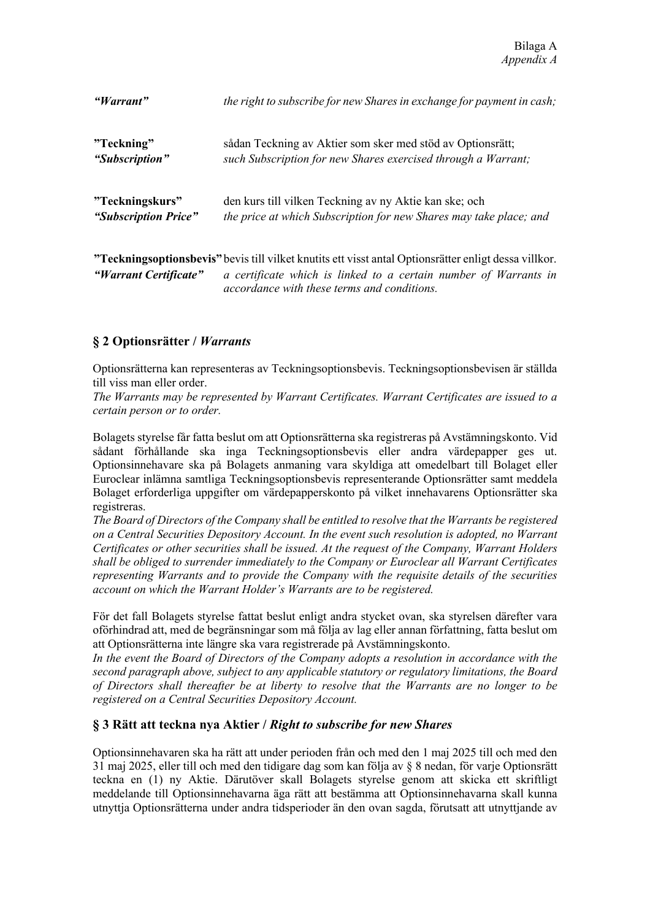| | |
|---|---|
| ***"Warrant"*** | *the right to subscribe for new Shares in exchange for payment in cash;* |
| **"Teckning"** ***"Subscription"*** | sådan Teckning av Aktier som sker med stöd av Optionsrätt; *such Subscription for new Shares exercised through a Warrant;* |
| **"Teckningskurs"** ***"Subscription Price"*** | den kurs till vilken Teckning av ny Aktie kan ske; och *the price at which Subscription for new Shares may take place; and* |
| **"Teckningsoptionsbevis"** ***"Warrant Certificate"*** | bevis till vilket knutits ett visst antal Optionsrätter enligt dessa villkor. *a certificate which is linked to a certain number of Warrants in accordance with these terms and conditions.* |

## § 2 Optionsrätter / *Warrants*

Optionsrätterna kan representeras av Teckningsoptionsbevis. Teckningsoptionsbevisen är ställda till viss man eller order.
*The Warrants may be represented by Warrant Certificates. Warrant Certificates are issued to a certain person or to order.*

Bolagets styrelse får fatta beslut om att Optionsrätterna ska registreras på Avstämningskonto. Vid sådant förhållande ska inga Teckningsoptionsbevis eller andra värdepapper ges ut. Optionsinnehavare ska på Bolagets anmaning vara skyldiga att omedelbart till Bolaget eller Euroclear inlämna samtliga Teckningsoptionsbevis representerande Optionsrätter samt meddela Bolaget erforderliga uppgifter om värdepapperskonto på vilket innehavarens Optionsrätter ska registreras.
*The Board of Directors of the Company shall be entitled to resolve that the Warrants be registered on a Central Securities Depository Account. In the event such resolution is adopted, no Warrant Certificates or other securities shall be issued. At the request of the Company, Warrant Holders shall be obliged to surrender immediately to the Company or Euroclear all Warrant Certificates representing Warrants and to provide the Company with the requisite details of the securities account on which the Warrant Holder's Warrants are to be registered.*

För det fall Bolagets styrelse fattat beslut enligt andra stycket ovan, ska styrelsen därefter vara oförhindrad att, med de begränsningar som må följa av lag eller annan författning, fatta beslut om att Optionsrätterna inte längre ska vara registrerade på Avstämningskonto.
*In the event the Board of Directors of the Company adopts a resolution in accordance with the second paragraph above, subject to any applicable statutory or regulatory limitations, the Board of Directors shall thereafter be at liberty to resolve that the Warrants are no longer to be registered on a Central Securities Depository Account.*

## § 3 Rätt att teckna nya Aktier / *Right to subscribe for new Shares*

Optionsinnehavaren ska ha rätt att under perioden från och med den 1 maj 2025 till och med den 31 maj 2025, eller till och med den tidigare dag som kan följa av § 8 nedan, för varje Optionsrätt teckna en (1) ny Aktie. Därutöver skall Bolagets styrelse genom att skicka ett skriftligt meddelande till Optionsinnehavarna äga rätt att bestämma att Optionsinnehavarna skall kunna utnyttja Optionsrätterna under andra tidsperioder än den ovan sagda, förutsatt att utnyttjande av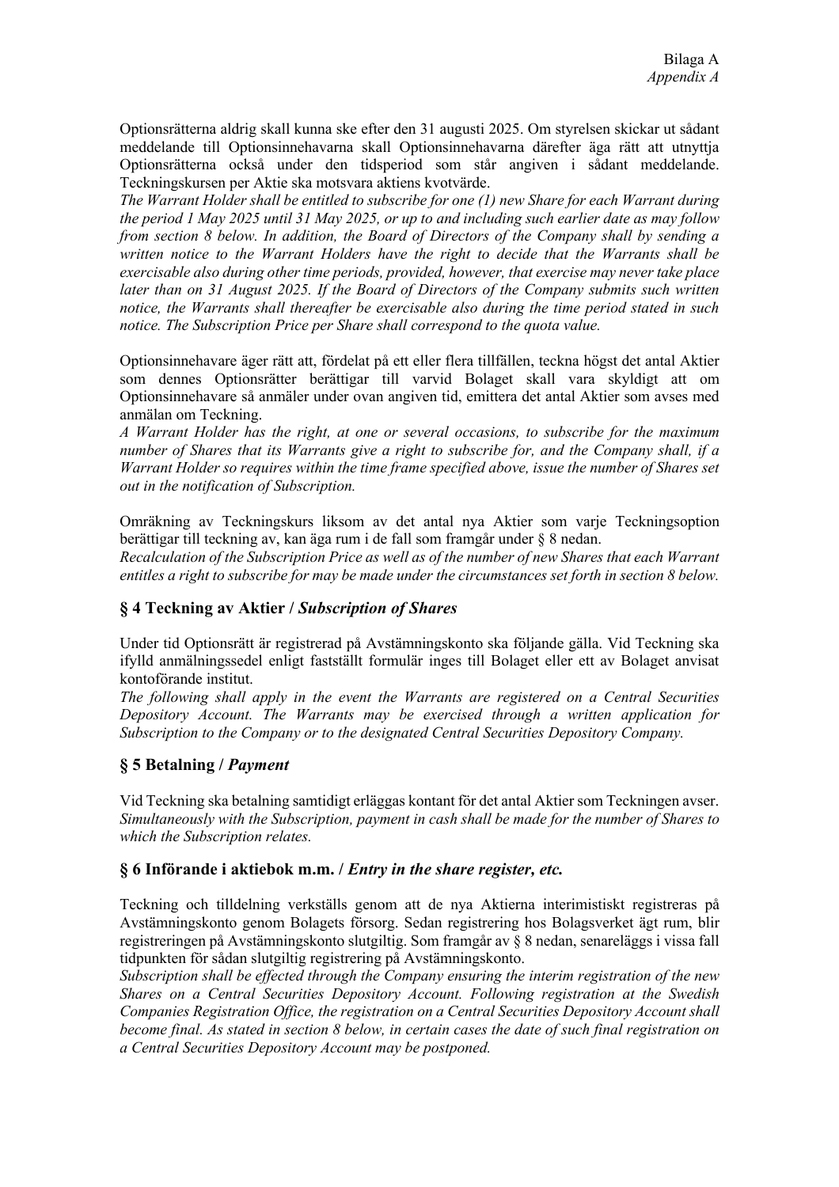Optionsrätterna aldrig skall kunna ske efter den 31 augusti 2025. Om styrelsen skickar ut sådant meddelande till Optionsinnehavarna skall Optionsinnehavarna därefter äga rätt att utnyttja Optionsrätterna också under den tidsperiod som står angiven i sådant meddelande. Teckningskursen per Aktie ska motsvara aktiens kvotvärde.
*The Warrant Holder shall be entitled to subscribe for one (1) new Share for each Warrant during the period 1 May 2025 until 31 May 2025, or up to and including such earlier date as may follow from section 8 below. In addition, the Board of Directors of the Company shall by sending a written notice to the Warrant Holders have the right to decide that the Warrants shall be exercisable also during other time periods, provided, however, that exercise may never take place later than on 31 August 2025. If the Board of Directors of the Company submits such written notice, the Warrants shall thereafter be exercisable also during the time period stated in such notice. The Subscription Price per Share shall correspond to the quota value.*

Optionsinnehavare äger rätt att, fördelat på ett eller flera tillfällen, teckna högst det antal Aktier som dennes Optionsrätter berättigar till varvid Bolaget skall vara skyldigt att om Optionsinnehavare så anmäler under ovan angiven tid, emittera det antal Aktier som avses med anmälan om Teckning.
*A Warrant Holder has the right, at one or several occasions, to subscribe for the maximum number of Shares that its Warrants give a right to subscribe for, and the Company shall, if a Warrant Holder so requires within the time frame specified above, issue the number of Shares set out in the notification of Subscription.*

Omräkning av Teckningskurs liksom av det antal nya Aktier som varje Teckningsoption berättigar till teckning av, kan äga rum i de fall som framgår under § 8 nedan.
*Recalculation of the Subscription Price as well as of the number of new Shares that each Warrant entitles a right to subscribe for may be made under the circumstances set forth in section 8 below.*

## § 4 Teckning av Aktier / *Subscription of Shares*

Under tid Optionsrätt är registrerad på Avstämningskonto ska följande gälla. Vid Teckning ska ifylld anmälningssedel enligt fastställt formulär inges till Bolaget eller ett av Bolaget anvisat kontoförande institut.
*The following shall apply in the event the Warrants are registered on a Central Securities Depository Account. The Warrants may be exercised through a written application for Subscription to the Company or to the designated Central Securities Depository Company.*

## § 5 Betalning / *Payment*

Vid Teckning ska betalning samtidigt erläggas kontant för det antal Aktier som Teckningen avser.
*Simultaneously with the Subscription, payment in cash shall be made for the number of Shares to which the Subscription relates.*

## § 6 Införande i aktiebok m.m. / *Entry in the share register, etc.*

Teckning och tilldelning verkställs genom att de nya Aktierna interimistiskt registreras på Avstämningskonto genom Bolagets försorg. Sedan registrering hos Bolagsverket ägt rum, blir registreringen på Avstämningskonto slutgiltig. Som framgår av § 8 nedan, senareläggs i vissa fall tidpunkten för sådan slutgiltig registrering på Avstämningskonto.
*Subscription shall be effected through the Company ensuring the interim registration of the new Shares on a Central Securities Depository Account. Following registration at the Swedish Companies Registration Office, the registration on a Central Securities Depository Account shall become final. As stated in section 8 below, in certain cases the date of such final registration on a Central Securities Depository Account may be postponed.*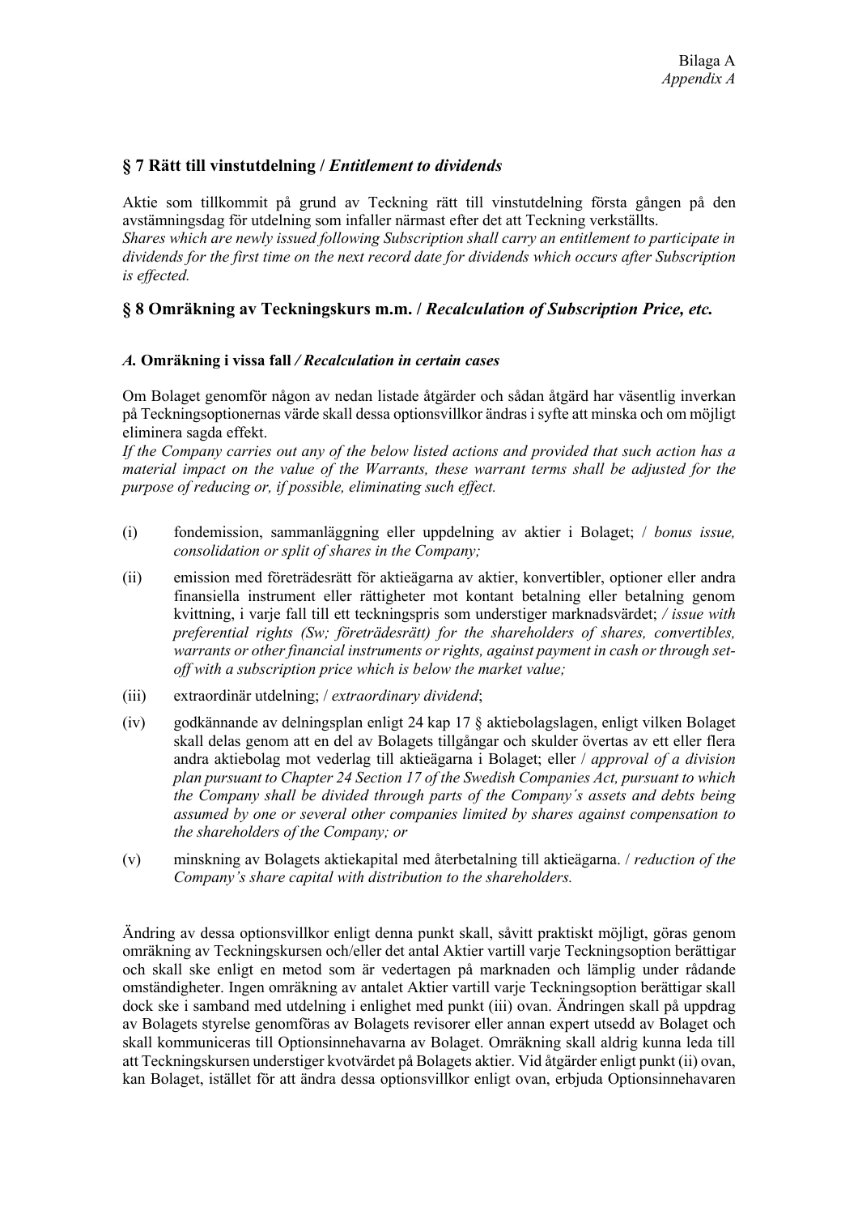Bilaga A
*Appendix A*

## § 7 Rätt till vinstutdelning / *Entitlement to dividends*

Aktie som tillkommit på grund av Teckning rätt till vinstutdelning första gången på den avstämningsdag för utdelning som infaller närmast efter det att Teckning verkställts.
*Shares which are newly issued following Subscription shall carry an entitlement to participate in dividends for the first time on the next record date for dividends which occurs after Subscription is effected.*

## § 8 Omräkning av Teckningskurs m.m. / *Recalculation of Subscription Price, etc.*

### *A.* Omräkning i vissa fall */ Recalculation in certain cases*

Om Bolaget genomför någon av nedan listade åtgärder och sådan åtgärd har väsentlig inverkan på Teckningsoptionernas värde skall dessa optionsvillkor ändras i syfte att minska och om möjligt eliminera sagda effekt.
*If the Company carries out any of the below listed actions and provided that such action has a material impact on the value of the Warrants, these warrant terms shall be adjusted for the purpose of reducing or, if possible, eliminating such effect.*

(i) fondemission, sammanläggning eller uppdelning av aktier i Bolaget; / *bonus issue, consolidation or split of shares in the Company;*

(ii) emission med företrädesrätt för aktieägarna av aktier, konvertibler, optioner eller andra finansiella instrument eller rättigheter mot kontant betalning eller betalning genom kvittning, i varje fall till ett teckningspris som understiger marknadsvärdet; */ issue with preferential rights (Sw; företrädesrätt) for the shareholders of shares, convertibles, warrants or other financial instruments or rights, against payment in cash or through set-off with a subscription price which is below the market value;*

(iii) extraordinär utdelning; / *extraordinary dividend*;

(iv) godkännande av delningsplan enligt 24 kap 17 § aktiebolagslagen, enligt vilken Bolaget skall delas genom att en del av Bolagets tillgångar och skulder övertas av ett eller flera andra aktiebolag mot vederlag till aktieägarna i Bolaget; eller / *approval of a division plan pursuant to Chapter 24 Section 17 of the Swedish Companies Act, pursuant to which the Company shall be divided through parts of the Company's assets and debts being assumed by one or several other companies limited by shares against compensation to the shareholders of the Company; or*

(v) minskning av Bolagets aktiekapital med återbetalning till aktieägarna. / *reduction of the Company's share capital with distribution to the shareholders.*

Ändring av dessa optionsvillkor enligt denna punkt skall, såvitt praktiskt möjligt, göras genom omräkning av Teckningskursen och/eller det antal Aktier vartill varje Teckningsoption berättigar och skall ske enligt en metod som är vedertagen på marknaden och lämplig under rådande omständigheter. Ingen omräkning av antalet Aktier vartill varje Teckningsoption berättigar skall dock ske i samband med utdelning i enlighet med punkt (iii) ovan. Ändringen skall på uppdrag av Bolagets styrelse genomföras av Bolagets revisorer eller annan expert utsedd av Bolaget och skall kommuniceras till Optionsinnehavarna av Bolaget. Omräkning skall aldrig kunna leda till att Teckningskursen understiger kvotvärdet på Bolagets aktier. Vid åtgärder enligt punkt (ii) ovan, kan Bolaget, istället för att ändra dessa optionsvillkor enligt ovan, erbjuda Optionsinnehavaren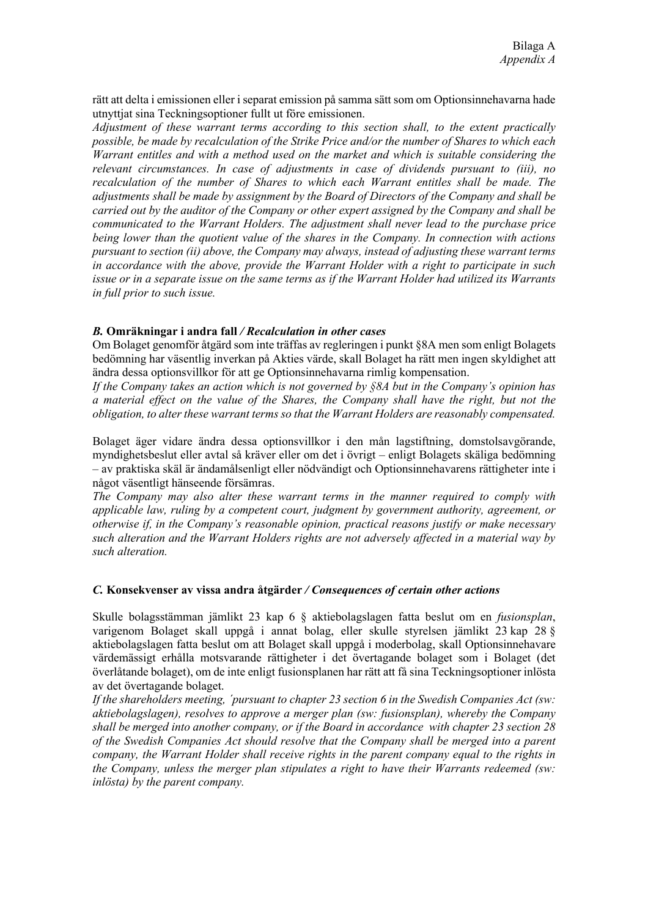rätt att delta i emissionen eller i separat emission på samma sätt som om Optionsinnehavarna hade utnyttjat sina Teckningsoptioner fullt ut före emissionen.

*Adjustment of these warrant terms according to this section shall, to the extent practically possible, be made by recalculation of the Strike Price and/or the number of Shares to which each Warrant entitles and with a method used on the market and which is suitable considering the relevant circumstances. In case of adjustments in case of dividends pursuant to (iii), no recalculation of the number of Shares to which each Warrant entitles shall be made. The adjustments shall be made by assignment by the Board of Directors of the Company and shall be carried out by the auditor of the Company or other expert assigned by the Company and shall be communicated to the Warrant Holders. The adjustment shall never lead to the purchase price being lower than the quotient value of the shares in the Company. In connection with actions pursuant to section (ii) above, the Company may always, instead of adjusting these warrant terms in accordance with the above, provide the Warrant Holder with a right to participate in such issue or in a separate issue on the same terms as if the Warrant Holder had utilized its Warrants in full prior to such issue.*

### *B.* Omräkningar i andra fall */ Recalculation in other cases*

Om Bolaget genomför åtgärd som inte träffas av regleringen i punkt §8A men som enligt Bolagets bedömning har väsentlig inverkan på Akties värde, skall Bolaget ha rätt men ingen skyldighet att ändra dessa optionsvillkor för att ge Optionsinnehavarna rimlig kompensation.

*If the Company takes an action which is not governed by §8A but in the Company's opinion has a material effect on the value of the Shares, the Company shall have the right, but not the obligation, to alter these warrant terms so that the Warrant Holders are reasonably compensated.*

Bolaget äger vidare ändra dessa optionsvillkor i den mån lagstiftning, domstolsavgörande, myndighetsbeslut eller avtal så kräver eller om det i övrigt – enligt Bolagets skäliga bedömning – av praktiska skäl är ändamålsenligt eller nödvändigt och Optionsinnehavarens rättigheter inte i något väsentligt hänseende försämras.

*The Company may also alter these warrant terms in the manner required to comply with applicable law, ruling by a competent court, judgment by government authority, agreement, or otherwise if, in the Company's reasonable opinion, practical reasons justify or make necessary such alteration and the Warrant Holders rights are not adversely affected in a material way by such alteration.*

### *C.* Konsekvenser av vissa andra åtgärder */ Consequences of certain other actions*

Skulle bolagsstämman jämlikt 23 kap 6 § aktiebolagslagen fatta beslut om en *fusionsplan*, varigenom Bolaget skall uppgå i annat bolag, eller skulle styrelsen jämlikt 23 kap 28 § aktiebolagslagen fatta beslut om att Bolaget skall uppgå i moderbolag, skall Optionsinnehavare värdemässigt erhålla motsvarande rättigheter i det övertagande bolaget som i Bolaget (det överlåtande bolaget), om de inte enligt fusionsplanen har rätt att få sina Teckningsoptioner inlösta av det övertagande bolaget.

*If the shareholders meeting, ´pursuant to chapter 23 section 6 in the Swedish Companies Act (sw: aktiebolagslagen), resolves to approve a merger plan (sw: fusionsplan), whereby the Company shall be merged into another company, or if the Board in accordance with chapter 23 section 28 of the Swedish Companies Act should resolve that the Company shall be merged into a parent company, the Warrant Holder shall receive rights in the parent company equal to the rights in the Company, unless the merger plan stipulates a right to have their Warrants redeemed (sw: inlösta) by the parent company.*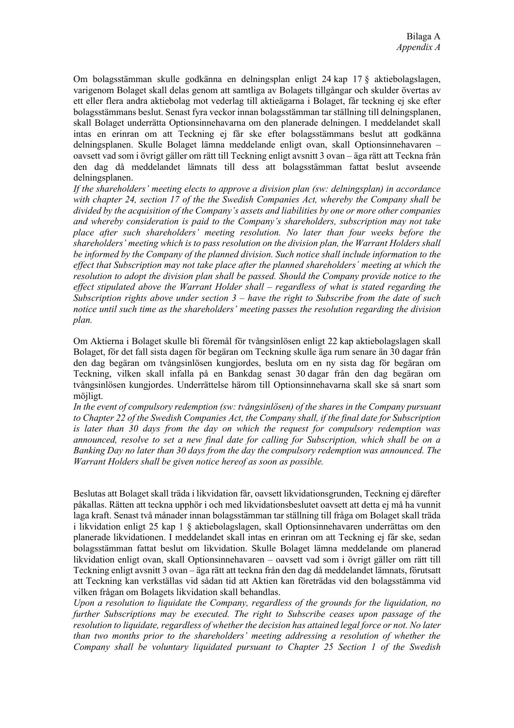Om bolagsstämman skulle godkänna en delningsplan enligt 24 kap 17 § aktiebolagslagen, varigenom Bolaget skall delas genom att samtliga av Bolagets tillgångar och skulder övertas av ett eller flera andra aktiebolag mot vederlag till aktieägarna i Bolaget, får teckning ej ske efter bolagsstämmans beslut. Senast fyra veckor innan bolagsstämman tar ställning till delningsplanen, skall Bolaget underrätta Optionsinnehavarna om den planerade delningen. I meddelandet skall intas en erinran om att Teckning ej får ske efter bolagsstämmans beslut att godkänna delningsplanen. Skulle Bolaget lämna meddelande enligt ovan, skall Optionsinnehavaren – oavsett vad som i övrigt gäller om rätt till Teckning enligt avsnitt 3 ovan – äga rätt att Teckna från den dag då meddelandet lämnats till dess att bolagsstämman fattat beslut avseende delningsplanen.
*If the shareholders' meeting elects to approve a division plan (sw: delningsplan) in accordance with chapter 24, section 17 of the the Swedish Companies Act, whereby the Company shall be divided by the acquisition of the Company's assets and liabilities by one or more other companies and whereby consideration is paid to the Company's shareholders, subscription may not take place after such shareholders' meeting resolution. No later than four weeks before the shareholders' meeting which is to pass resolution on the division plan, the Warrant Holders shall be informed by the Company of the planned division. Such notice shall include information to the effect that Subscription may not take place after the planned shareholders' meeting at which the resolution to adopt the division plan shall be passed. Should the Company provide notice to the effect stipulated above the Warrant Holder shall – regardless of what is stated regarding the Subscription rights above under section 3 – have the right to Subscribe from the date of such notice until such time as the shareholders' meeting passes the resolution regarding the division plan.*

Om Aktierna i Bolaget skulle bli föremål för tvångsinlösen enligt 22 kap aktiebolagslagen skall Bolaget, för det fall sista dagen för begäran om Teckning skulle äga rum senare än 30 dagar från den dag begäran om tvångsinlösen kungjordes, besluta om en ny sista dag för begäran om Teckning, vilken skall infalla på en Bankdag senast 30 dagar från den dag begäran om tvångsinlösen kungjordes. Underrättelse härom till Optionsinnehavarna skall ske så snart som möjligt.
*In the event of compulsory redemption (sw: tvångsinlösen) of the shares in the Company pursuant to Chapter 22 of the Swedish Companies Act, the Company shall, if the final date for Subscription is later than 30 days from the day on which the request for compulsory redemption was announced, resolve to set a new final date for calling for Subscription, which shall be on a Banking Day no later than 30 days from the day the compulsory redemption was announced. The Warrant Holders shall be given notice hereof as soon as possible.*

Beslutas att Bolaget skall träda i likvidation får, oavsett likvidationsgrunden, Teckning ej därefter påkallas. Rätten att teckna upphör i och med likvidationsbeslutet oavsett att detta ej må ha vunnit laga kraft. Senast två månader innan bolagsstämman tar ställning till fråga om Bolaget skall träda i likvidation enligt 25 kap 1 § aktiebolagslagen, skall Optionsinnehavaren underrättas om den planerade likvidationen. I meddelandet skall intas en erinran om att Teckning ej får ske, sedan bolagsstämman fattat beslut om likvidation. Skulle Bolaget lämna meddelande om planerad likvidation enligt ovan, skall Optionsinnehavaren – oavsett vad som i övrigt gäller om rätt till Teckning enligt avsnitt 3 ovan – äga rätt att teckna från den dag då meddelandet lämnats, förutsatt att Teckning kan verkställas vid sådan tid att Aktien kan företrädas vid den bolagsstämma vid vilken frågan om Bolagets likvidation skall behandlas.
*Upon a resolution to liquidate the Company, regardless of the grounds for the liquidation, no further Subscriptions may be executed. The right to Subscribe ceases upon passage of the resolution to liquidate, regardless of whether the decision has attained legal force or not. No later than two months prior to the shareholders' meeting addressing a resolution of whether the Company shall be voluntary liquidated pursuant to Chapter 25 Section 1 of the Swedish*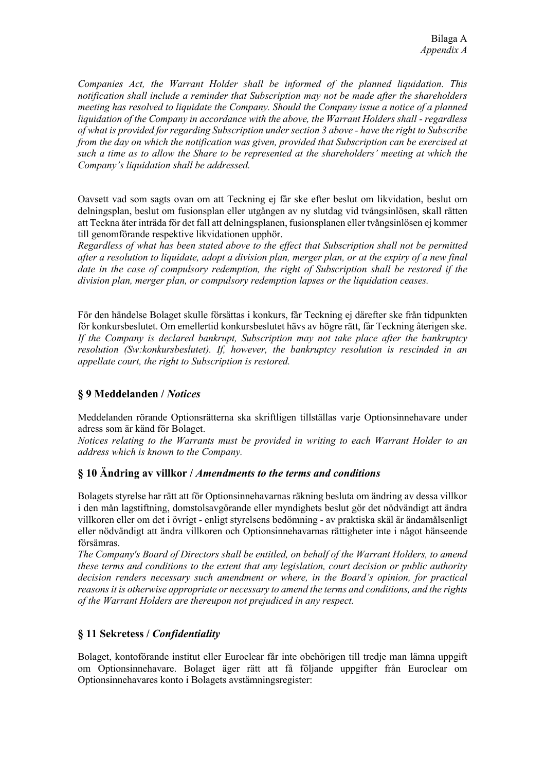*Companies Act, the Warrant Holder shall be informed of the planned liquidation. This notification shall include a reminder that Subscription may not be made after the shareholders meeting has resolved to liquidate the Company. Should the Company issue a notice of a planned liquidation of the Company in accordance with the above, the Warrant Holders shall - regardless of what is provided for regarding Subscription under section 3 above - have the right to Subscribe from the day on which the notification was given, provided that Subscription can be exercised at such a time as to allow the Share to be represented at the shareholders' meeting at which the Company's liquidation shall be addressed.*

Oavsett vad som sagts ovan om att Teckning ej får ske efter beslut om likvidation, beslut om delningsplan, beslut om fusionsplan eller utgången av ny slutdag vid tvångsinlösen, skall rätten att Teckna åter inträda för det fall att delningsplanen, fusionsplanen eller tvångsinlösen ej kommer till genomförande respektive likvidationen upphör.
*Regardless of what has been stated above to the effect that Subscription shall not be permitted after a resolution to liquidate, adopt a division plan, merger plan, or at the expiry of a new final date in the case of compulsory redemption, the right of Subscription shall be restored if the division plan, merger plan, or compulsory redemption lapses or the liquidation ceases.*

För den händelse Bolaget skulle försättas i konkurs, får Teckning ej därefter ske från tidpunkten för konkursbeslutet. Om emellertid konkursbeslutet hävs av högre rätt, får Teckning återigen ske.
*If the Company is declared bankrupt, Subscription may not take place after the bankruptcy resolution (Sw:konkursbeslutet). If, however, the bankruptcy resolution is rescinded in an appellate court, the right to Subscription is restored.*

## § 9 Meddelanden / *Notices*

Meddelanden rörande Optionsrätterna ska skriftligen tillställas varje Optionsinnehavare under adress som är känd för Bolaget.
*Notices relating to the Warrants must be provided in writing to each Warrant Holder to an address which is known to the Company.*

## § 10 Ändring av villkor / *Amendments to the terms and conditions*

Bolagets styrelse har rätt att för Optionsinnehavarnas räkning besluta om ändring av dessa villkor i den mån lagstiftning, domstolsavgörande eller myndighets beslut gör det nödvändigt att ändra villkoren eller om det i övrigt - enligt styrelsens bedömning - av praktiska skäl är ändamålsenligt eller nödvändigt att ändra villkoren och Optionsinnehavarnas rättigheter inte i något hänseende försämras.
*The Company's Board of Directors shall be entitled, on behalf of the Warrant Holders, to amend these terms and conditions to the extent that any legislation, court decision or public authority decision renders necessary such amendment or where, in the Board's opinion, for practical reasons it is otherwise appropriate or necessary to amend the terms and conditions, and the rights of the Warrant Holders are thereupon not prejudiced in any respect.*

## § 11 Sekretess / *Confidentiality*

Bolaget, kontoförande institut eller Euroclear får inte obehörigen till tredje man lämna uppgift om Optionsinnehavare. Bolaget äger rätt att få följande uppgifter från Euroclear om Optionsinnehavares konto i Bolagets avstämningsregister: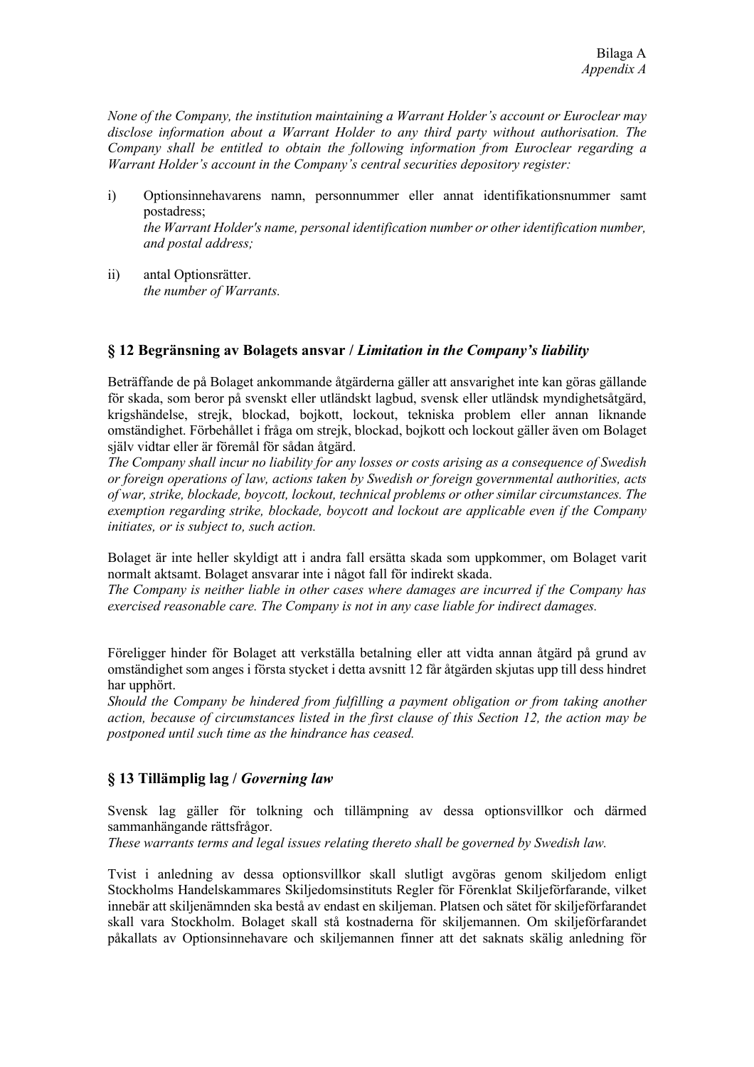*None of the Company, the institution maintaining a Warrant Holder's account or Euroclear may disclose information about a Warrant Holder to any third party without authorisation. The Company shall be entitled to obtain the following information from Euroclear regarding a Warrant Holder's account in the Company's central securities depository register:*

i) Optionsinnehavarens namn, personnummer eller annat identifikationsnummer samt postadress;
*the Warrant Holder's name, personal identification number or other identification number, and postal address;*

ii) antal Optionsrätter.
*the number of Warrants.*

## § 12 Begränsning av Bolagets ansvar / *Limitation in the Company's liability*

Beträffande de på Bolaget ankommande åtgärderna gäller att ansvarighet inte kan göras gällande för skada, som beror på svenskt eller utländskt lagbud, svensk eller utländsk myndighetsåtgärd, krigshändelse, strejk, blockad, bojkott, lockout, tekniska problem eller annan liknande omständighet. Förbehållet i fråga om strejk, blockad, bojkott och lockout gäller även om Bolaget självt vidtar eller är föremål för sådan åtgärd.
*The Company shall incur no liability for any losses or costs arising as a consequence of Swedish or foreign operations of law, actions taken by Swedish or foreign governmental authorities, acts of war, strike, blockade, boycott, lockout, technical problems or other similar circumstances. The exemption regarding strike, blockade, boycott and lockout are applicable even if the Company initiates, or is subject to, such action.*

Bolaget är inte heller skyldigt att i andra fall ersätta skada som uppkommer, om Bolaget varit normalt aktsamt. Bolaget ansvarar inte i något fall för indirekt skada.
*The Company is neither liable in other cases where damages are incurred if the Company has exercised reasonable care. The Company is not in any case liable for indirect damages.*

Föreligger hinder för Bolaget att verkställa betalning eller att vidta annan åtgärd på grund av omständighet som anges i första stycket i detta avsnitt 12 får åtgärden skjutas upp till dess hindret har upphört.
*Should the Company be hindered from fulfilling a payment obligation or from taking another action, because of circumstances listed in the first clause of this Section 12, the action may be postponed until such time as the hindrance has ceased.*

## § 13 Tillämplig lag / *Governing law*

Svensk lag gäller för tolkning och tillämpning av dessa optionsvillkor och därmed sammanhängande rättsfrågor.
*These warrants terms and legal issues relating thereto shall be governed by Swedish law.*

Tvist i anledning av dessa optionsvillkor skall slutligt avgöras genom skiljedom enligt Stockholms Handelskammares Skiljedomsinstituts Regler för Förenklat Skiljeförfarande, vilket innebär att skiljenämnden ska bestå av endast en skiljeman. Platsen och sätet för skiljeförfarandet skall vara Stockholm. Bolaget skall stå kostnaderna för skiljemannen. Om skiljeförfarandet påkallats av Optionsinnehavare och skiljemannen finner att det saknats skälig anledning för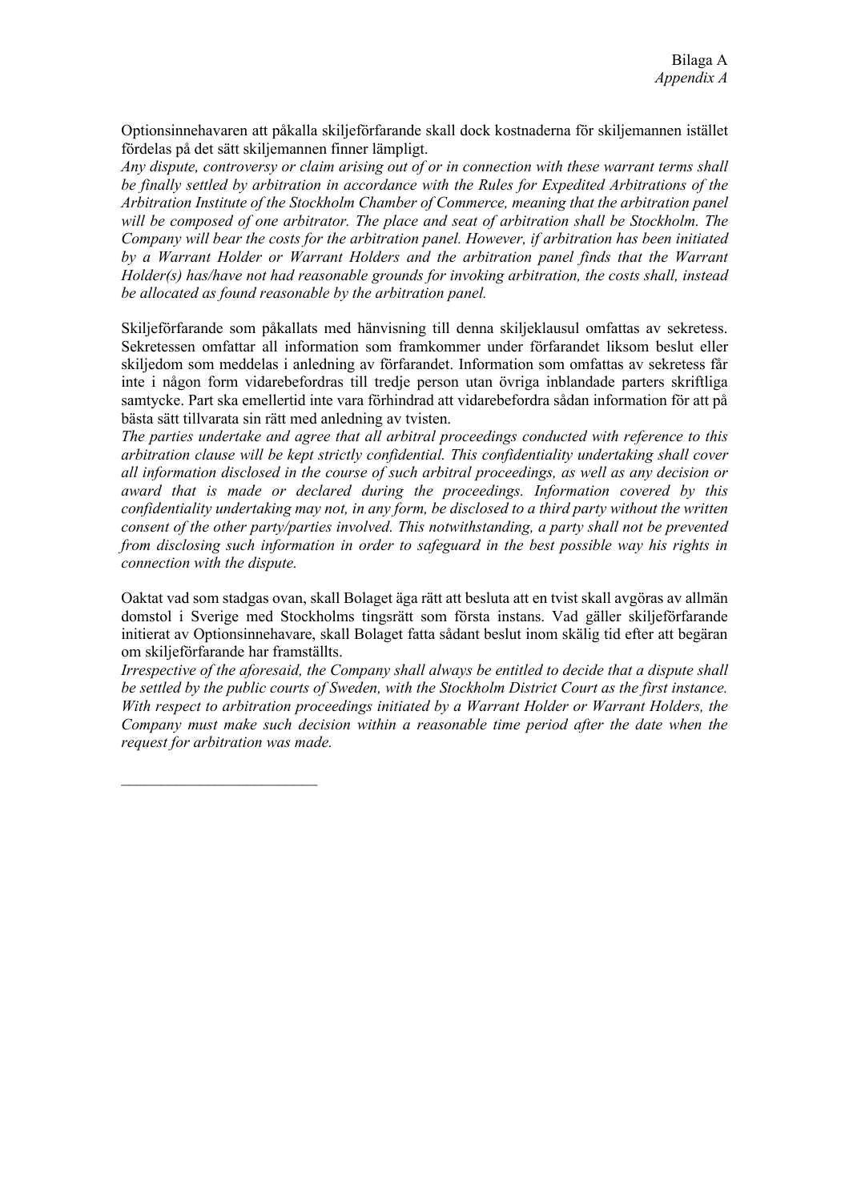Optionsinnehavaren att påkalla skiljeförfarande skall dock kostnaderna för skiljemannen istället fördelas på det sätt skiljemannen finner lämpligt.

*Any dispute, controversy or claim arising out of or in connection with these warrant terms shall be finally settled by arbitration in accordance with the Rules for Expedited Arbitrations of the Arbitration Institute of the Stockholm Chamber of Commerce, meaning that the arbitration panel will be composed of one arbitrator. The place and seat of arbitration shall be Stockholm. The Company will bear the costs for the arbitration panel. However, if arbitration has been initiated by a Warrant Holder or Warrant Holders and the arbitration panel finds that the Warrant Holder(s) has/have not had reasonable grounds for invoking arbitration, the costs shall, instead be allocated as found reasonable by the arbitration panel.*

Skiljeförfarande som påkallats med hänvisning till denna skiljeklausul omfattas av sekretess. Sekretessen omfattar all information som framkommer under förfarandet liksom beslut eller skiljedom som meddelas i anledning av förfarandet. Information som omfattas av sekretess får inte i någon form vidarebefordras till tredje person utan övriga inblandade parters skriftliga samtycke. Part ska emellertid inte vara förhindrad att vidarebefordra sådan information för att på bästa sätt tillvarata sin rätt med anledning av tvisten.

*The parties undertake and agree that all arbitral proceedings conducted with reference to this arbitration clause will be kept strictly confidential. This confidentiality undertaking shall cover all information disclosed in the course of such arbitral proceedings, as well as any decision or award that is made or declared during the proceedings. Information covered by this confidentiality undertaking may not, in any form, be disclosed to a third party without the written consent of the other party/parties involved. This notwithstanding, a party shall not be prevented from disclosing such information in order to safeguard in the best possible way his rights in connection with the dispute.*

Oaktat vad som stadgas ovan, skall Bolaget äga rätt att besluta att en tvist skall avgöras av allmän domstol i Sverige med Stockholms tingsrätt som första instans. Vad gäller skiljeförfarande initierat av Optionsinnehavare, skall Bolaget fatta sådant beslut inom skälig tid efter att begäran om skiljeförfarande har framställts.

*Irrespective of the aforesaid, the Company shall always be entitled to decide that a dispute shall be settled by the public courts of Sweden, with the Stockholm District Court as the first instance. With respect to arbitration proceedings initiated by a Warrant Holder or Warrant Holders, the Company must make such decision within a reasonable time period after the date when the request for arbitration was made.*

\_\_\_\_\_\_\_\_\_\_\_\_\_\_\_\_\_\_\_\_\_\_\_\_\_\_